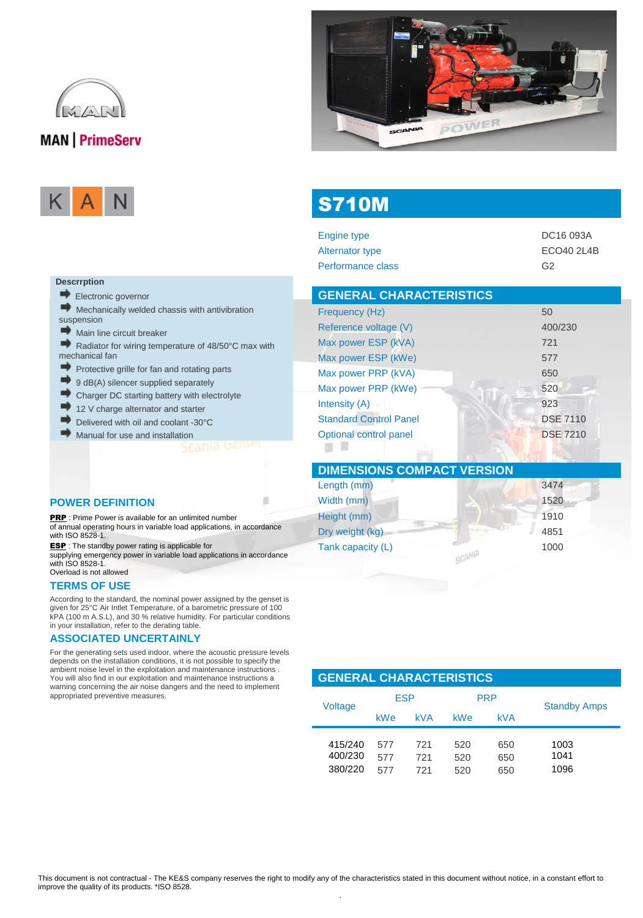MAN | PrimeServ

K A N

# S710M

| | |
|---|---|
| Engine type | DC16 093A |
| Alternator type | ECO40 2L4B |
| Performance class | G2 |

**Descrrption**

- Electronic governor
- Mechanically welded chassis with antivibration suspension
- Main line circuit breaker
- Radiator for wiring temperature of 48/50°C max with mechanical fan
- Protective grille for fan and rotating parts
- 9 dB(A) silencer supplied separately
- Charger DC starting battery with electrolyte
- 12 V charge alternator and starter
- Delivered with oil and coolant -30°C
- Manual for use and installation

## GENERAL CHARACTERISTICS

| | |
|---|---|
| Frequency (Hz) | 50 |
| Reference voltage (V) | 400/230 |
| Max power ESP (kVA) | 721 |
| Max power ESP (kWe) | 577 |
| Max power PRP (kVA) | 650 |
| Max power PRP (kWe) | 520 |
| Intensity (A) | 923 |
| Standard Control Panel | DSE 7110 |
| Optional control panel | DSE 7210 |

## DIMENSIONS COMPACT VERSION

| | |
|---|---|
| Length (mm) | 3474 |
| Width (mm) | 1520 |
| Height (mm) | 1910 |
| Dry weight (kg) | 4851 |
| Tank capacity (L) | 1000 |

## POWER DEFINITION

**PRP** : Prime Power is available for an unlimited number of annual operating hours in variable load applications, in accordance with ISO 8528-1.

**ESP** : The standby power rating is applicable for supplying emergency power in variable load applications in accordance with ISO 8528-1.
Overload is not allowed

## TERMS OF USE

According to the standard, the nominal power assigned by the genset is given for 25°C Air Intlet Temperature, of a barometric pressure of 100 kPA (100 m A.S.L), and 30 % relative humidity. For particular conditions in your installation, refer to the derating table.

## ASSOCIATED UNCERTAINLY

For the generating sets used indoor, where the acoustic pressure levels depends on the installation conditions, it is not possible to specify the ambient noise level in the exploitation and maintenance instructions . You will also find in our exploitation and maintenance instructions a warning concerning the air noise dangers and the need to implement appropriated preventive measures.

## GENERAL CHARACTERISTICS

| Voltage | ESP | | PRP | | Standby Amps |
|---|---|---|---|---|---|
| | kWe | kVA | kWe | kVA | |
| 415/240 | 577 | 721 | 520 | 650 | 1003 |
| 400/230 | 577 | 721 | 520 | 650 | 1041 |
| 380/220 | 577 | 721 | 520 | 650 | 1096 |

This document is not contractual - The KE&S company reserves the right to modify any of the characteristics stated in this document without notice, in a constant effort to improve the quality of its products. *ISO 8528.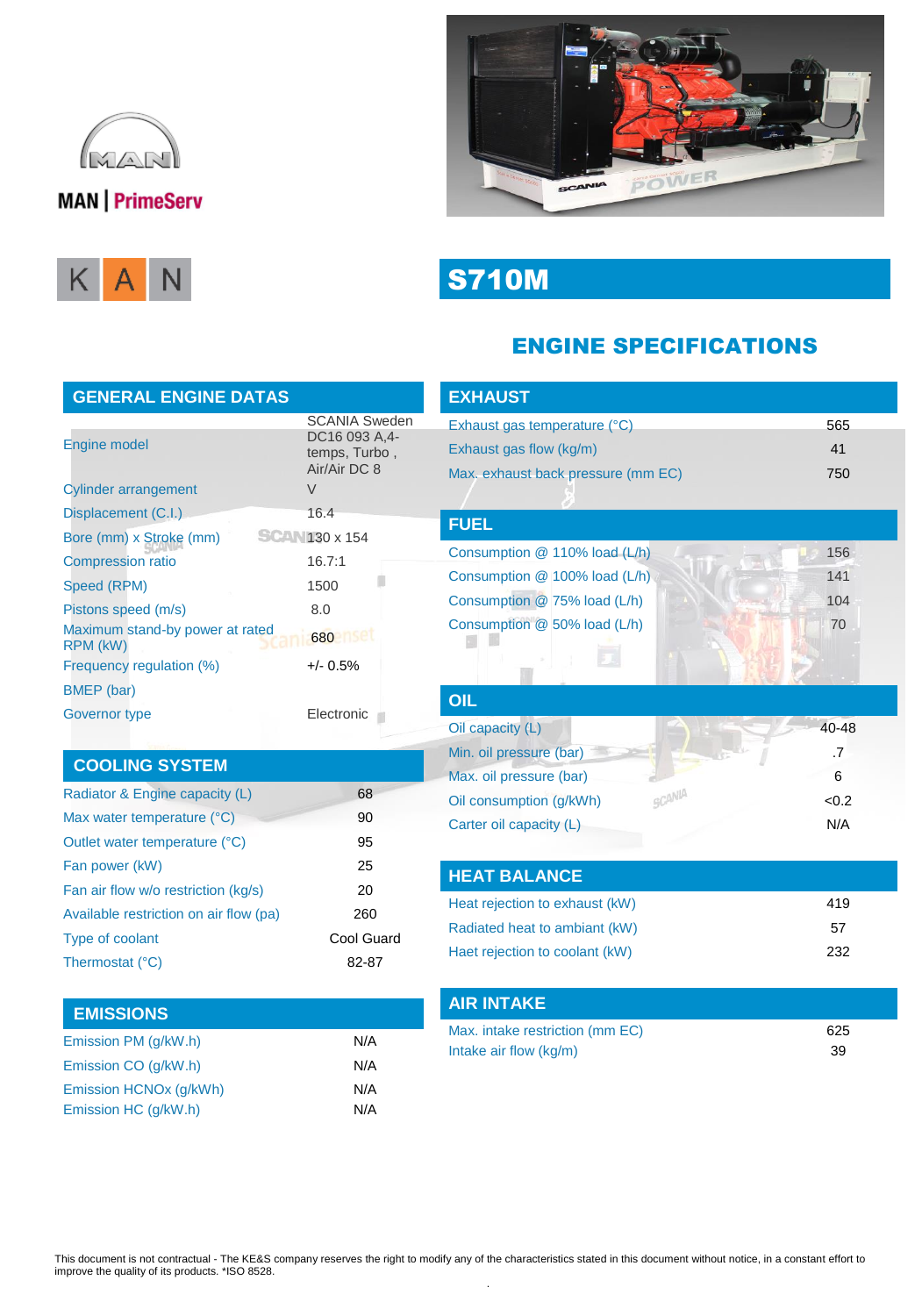MAN | PrimeServ

KAN

# S710M

## ENGINE SPECIFICATIONS

### GENERAL ENGINE DATAS

| | |
|---|---|
| Engine model | SCANIA Sweden DC16 093 A,4-temps, Turbo , Air/Air DC 8 |
| Cylinder arrangement | V |
| Displacement (C.I.) | 16.4 |
| Bore (mm) x Stroke (mm) | 130 x 154 |
| Compression ratio | 16.7:1 |
| Speed (RPM) | 1500 |
| Pistons speed (m/s) | 8.0 |
| Maximum stand-by power at rated RPM (kW) | 680 |
| Frequency regulation (%) | +/- 0.5% |
| BMEP (bar) | |
| Governor type | Electronic |

### COOLING SYSTEM

| | |
|---|---|
| Radiator & Engine capacity (L) | 68 |
| Max water temperature (°C) | 90 |
| Outlet water temperature (°C) | 95 |
| Fan power (kW) | 25 |
| Fan air flow w/o restriction (kg/s) | 20 |
| Available restriction on air flow (pa) | 260 |
| Type of coolant | Cool Guard |
| Thermostat (°C) | 82-87 |

### EMISSIONS

| | |
|---|---|
| Emission PM (g/kW.h) | N/A |
| Emission CO (g/kW.h) | N/A |
| Emission HCNOx (g/kWh) | N/A |
| Emission HC (g/kW.h) | N/A |

### EXHAUST

| | |
|---|---|
| Exhaust gas temperature (°C) | 565 |
| Exhaust gas flow (kg/m) | 41 |
| Max. exhaust back pressure (mm EC) | 750 |

### FUEL

| | |
|---|---|
| Consumption @ 110% load (L/h) | 156 |
| Consumption @ 100% load (L/h) | 141 |
| Consumption @ 75% load (L/h) | 104 |
| Consumption @ 50% load (L/h) | 70 |

### OIL

| | |
|---|---|
| Oil capacity (L) | 40-48 |
| Min. oil pressure (bar) | .7 |
| Max. oil pressure (bar) | 6 |
| Oil consumption (g/kWh) | <0.2 |
| Carter oil capacity (L) | N/A |

### HEAT BALANCE

| | |
|---|---|
| Heat rejection to exhaust (kW) | 419 |
| Radiated heat to ambiant (kW) | 57 |
| Haet rejection to coolant (kW) | 232 |

### AIR INTAKE

| | |
|---|---|
| Max. intake restriction (mm EC) | 625 |
| Intake air flow (kg/m) | 39 |

This document is not contractual - The KE&S company reserves the right to modify any of the characteristics stated in this document without notice, in a constant effort to improve the quality of its products. *ISO 8528.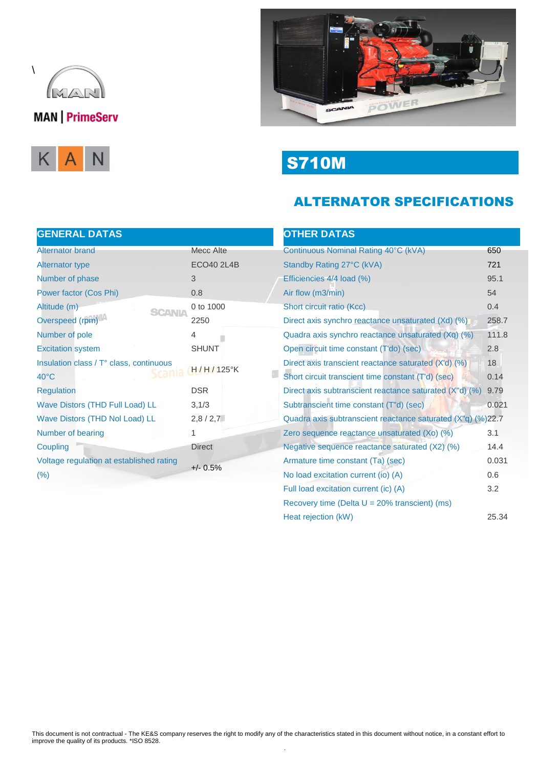\

MAN | PrimeServ

K A N

# S710M

## ALTERNATOR SPECIFICATIONS

| GENERAL DATAS | |
|---|---|
| Alternator brand | Mecc Alte |
| Alternator type | ECO40 2L4B |
| Number of phase | 3 |
| Power factor (Cos Phi) | 0.8 |
| Altitude (m) | 0 to 1000 |
| Overspeed (rpm) | 2250 |
| Number of pole | 4 |
| Excitation system | SHUNT |
| Insulation class / T° class, continuous 40°C | H / H / 125°K |
| Regulation | DSR |
| Wave Distors (THD Full Load) LL | 3,1/3 |
| Wave Distors (THD Nol Load) LL | 2,8 / 2,7 |
| Number of bearing | 1 |
| Coupling | Direct |
| Voltage regulation at established rating (%) | +/- 0.5% |

| OTHER DATAS | |
|---|---|
| Continuous Nominal Rating 40°C (kVA) | 650 |
| Standby Rating 27°C (kVA) | 721 |
| Efficiencies 4/4 load (%) | 95.1 |
| Air flow (m3/min) | 54 |
| Short circuit ratio (Kcc) | 0.4 |
| Direct axis synchro reactance unsaturated (Xd) (%) | 258.7 |
| Quadra axis synchro reactance unsaturated (Xq) (%) | 111.8 |
| Open circuit time constant (T'do) (sec) | 2.8 |
| Direct axis transcient reactance saturated (X'd) (%) | 18 |
| Short circuit transcient time constant (T'd) (sec) | 0.14 |
| Direct axis subtranscient reactance saturated (X"d) (%) | 9.79 |
| Subtranscient time constant (T"d) (sec) | 0.021 |
| Quadra axis subtranscient reactance saturated (X"q) (%) | 22.7 |
| Zero sequence reactance unsaturated (Xo) (%) | 3.1 |
| Negative sequence reactance saturated (X2) (%) | 14.4 |
| Armature time constant (Ta) (sec) | 0.031 |
| No load excitation current (io) (A) | 0.6 |
| Full load excitation current (ic) (A) | 3.2 |
| Recovery time (Delta U = 20% transcient) (ms) | |
| Heat rejection (kW) | 25.34 |

This document is not contractual - The KE&S company reserves the right to modify any of the characteristics stated in this document without notice, in a constant effort to improve the quality of its products. *ISO 8528.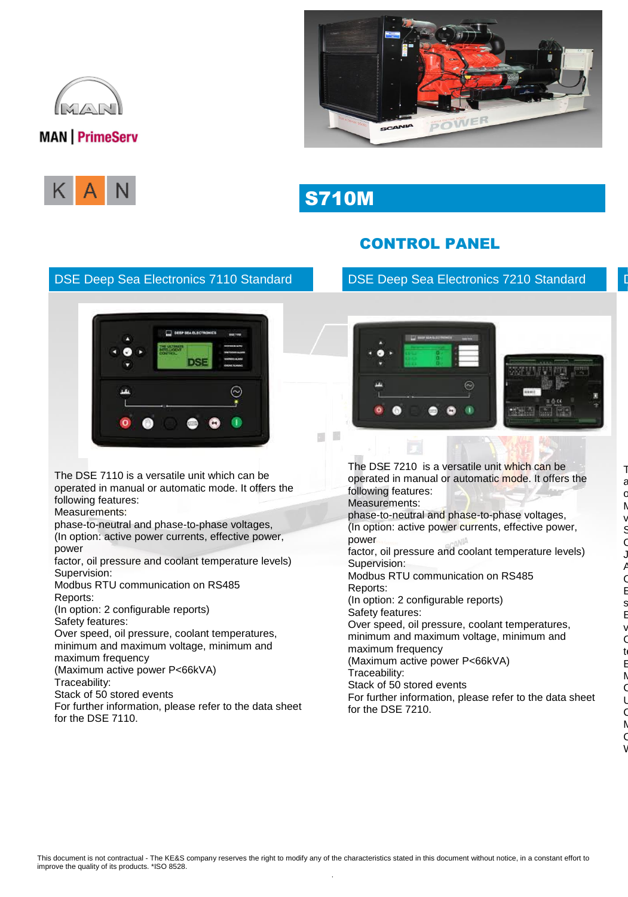MAN | PrimeServ

K A N

# S710M

## CONTROL PANEL

### DSE Deep Sea Electronics 7110 Standard

The DSE 7110 is a versatile unit which can be operated in manual or automatic mode. It offers the following features:
Measurements:
phase-to-neutral and phase-to-phase voltages,
(In option: active power currents, effective power, power
factor, oil pressure and coolant temperature levels)
Supervision:
Modbus RTU communication on RS485
Reports:
(In option: 2 configurable reports)
Safety features:
Over speed, oil pressure, coolant temperatures, minimum and maximum voltage, minimum and maximum frequency
(Maximum active power P<66kVA)
Traceability:
Stack of 50 stored events
For further information, please refer to the data sheet for the DSE 7110.

### DSE Deep Sea Electronics 7210 Standard

The DSE 7210 is a versatile unit which can be operated in manual or automatic mode. It offers the following features:
Measurements:
phase-to-neutral and phase-to-phase voltages,
(In option: active power currents, effective power, power
factor, oil pressure and coolant temperature levels)
Supervision:
Modbus RTU communication on RS485
Reports:
(In option: 2 configurable reports)
Safety features:
Over speed, oil pressure, coolant temperatures, minimum and maximum voltage, minimum and maximum frequency
(Maximum active power P<66kVA)
Traceability:
Stack of 50 stored events
For further information, please refer to the data sheet for the DSE 7210.

This document is not contractual - The KE&S company reserves the right to modify any of the characteristics stated in this document without notice, in a constant effort to improve the quality of its products. *ISO 8528.